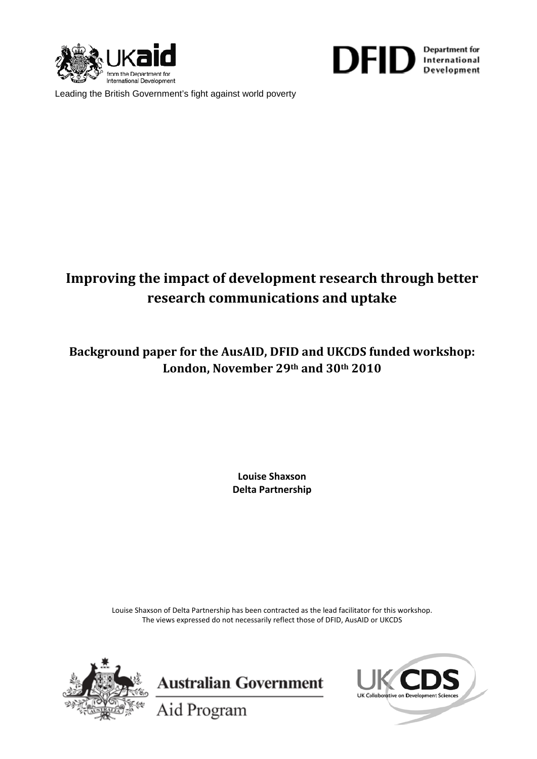Leading the British Government's fight against world poverty

# Improving the impact of development research through better research communications and uptake

## Background paper for the AusAID, DFID and UKCDS funded workshop: London, November 29th and 30th 2010

**Louise Shaxson**
**Delta Partnership**

Louise Shaxson of Delta Partnership has been contracted as the lead facilitator for this workshop. The views expressed do not necessarily reflect those of DFID, AusAID or UKCDS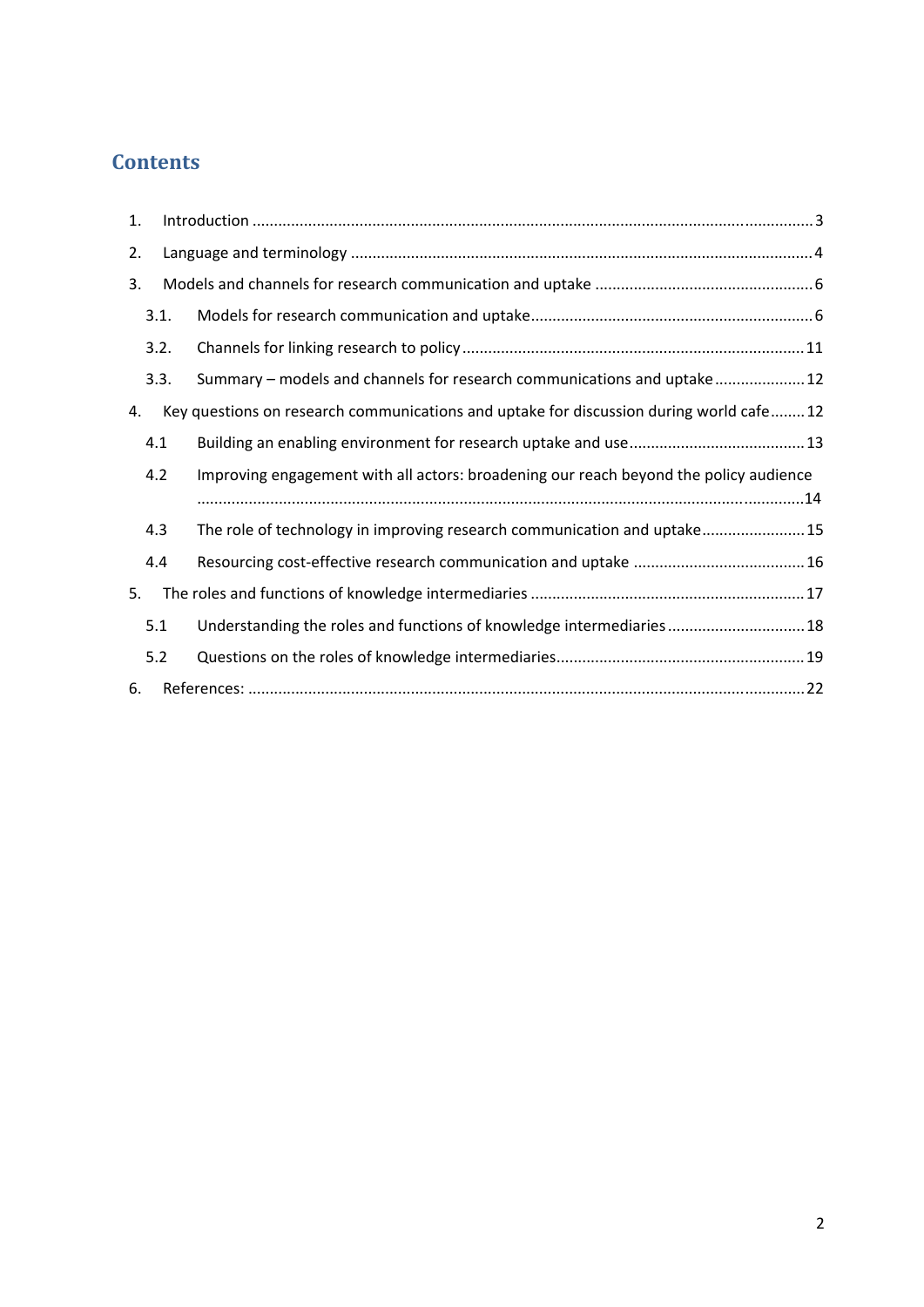# Contents

1. Introduction ........................................................................................................................ 3
2. Language and terminology ................................................................................................ 4
3. Models and channels for research communication and uptake ........................................ 6
   - 3.1. Models for research communication and uptake ........................................................ 6
   - 3.2. Channels for linking research to policy ..................................................................... 11
   - 3.3. Summary – models and channels for research communications and uptake ............ 12
4. Key questions on research communications and uptake for discussion during world cafe ........ 12
   - 4.1 Building an enabling environment for research uptake and use ................................ 13
   - 4.2 Improving engagement with all actors: broadening our reach beyond the policy audience ........................................................................................................................ 14
   - 4.3 The role of technology in improving research communication and uptake ............... 15
   - 4.4 Resourcing cost-effective research communication and uptake ............................... 16
5. The roles and functions of knowledge intermediaries ...................................................... 17
   - 5.1 Understanding the roles and functions of knowledge intermediaries ........................ 18
   - 5.2 Questions on the roles of knowledge intermediaries ................................................. 19
6. References: ...................................................................................................................... 22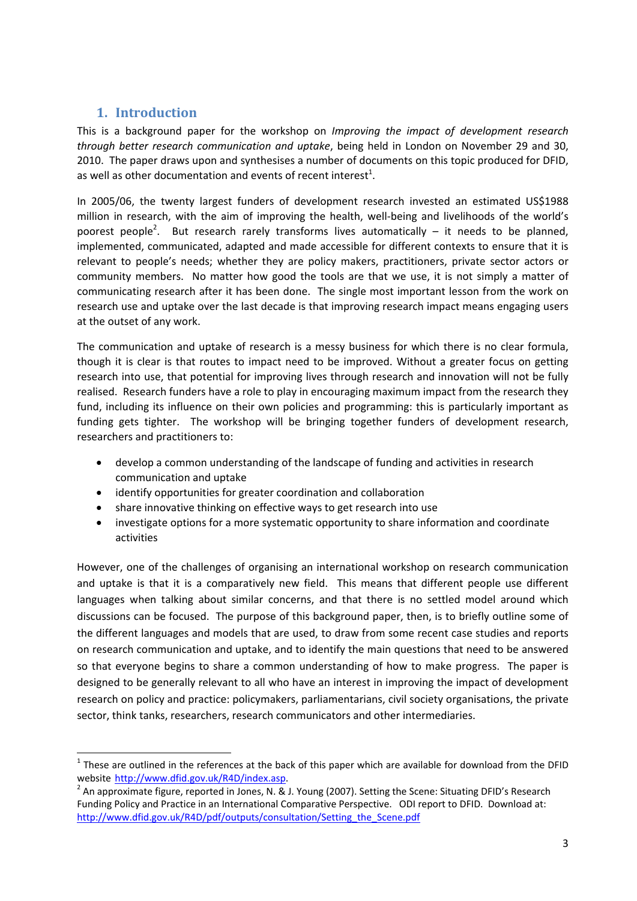## 1. Introduction

This is a background paper for the workshop on *Improving the impact of development research through better research communication and uptake*, being held in London on November 29 and 30, 2010. The paper draws upon and synthesises a number of documents on this topic produced for DFID, as well as other documentation and events of recent interest[1].

In 2005/06, the twenty largest funders of development research invested an estimated US$1988 million in research, with the aim of improving the health, well-being and livelihoods of the world's poorest people[2]. But research rarely transforms lives automatically – it needs to be planned, implemented, communicated, adapted and made accessible for different contexts to ensure that it is relevant to people's needs; whether they are policy makers, practitioners, private sector actors or community members. No matter how good the tools are that we use, it is not simply a matter of communicating research after it has been done. The single most important lesson from the work on research use and uptake over the last decade is that improving research impact means engaging users at the outset of any work.

The communication and uptake of research is a messy business for which there is no clear formula, though it is clear is that routes to impact need to be improved. Without a greater focus on getting research into use, that potential for improving lives through research and innovation will not be fully realised. Research funders have a role to play in encouraging maximum impact from the research they fund, including its influence on their own policies and programming: this is particularly important as funding gets tighter. The workshop will be bringing together funders of development research, researchers and practitioners to:

- develop a common understanding of the landscape of funding and activities in research communication and uptake
- identify opportunities for greater coordination and collaboration
- share innovative thinking on effective ways to get research into use
- investigate options for a more systematic opportunity to share information and coordinate activities

However, one of the challenges of organising an international workshop on research communication and uptake is that it is a comparatively new field. This means that different people use different languages when talking about similar concerns, and that there is no settled model around which discussions can be focused. The purpose of this background paper, then, is to briefly outline some of the different languages and models that are used, to draw from some recent case studies and reports on research communication and uptake, and to identify the main questions that need to be answered so that everyone begins to share a common understanding of how to make progress. The paper is designed to be generally relevant to all who have an interest in improving the impact of development research on policy and practice: policymakers, parliamentarians, civil society organisations, the private sector, think tanks, researchers, research communicators and other intermediaries.

---

[1] These are outlined in the references at the back of this paper which are available for download from the DFID website http://www.dfid.gov.uk/R4D/index.asp.

[2] An approximate figure, reported in Jones, N. & J. Young (2007). Setting the Scene: Situating DFID's Research Funding Policy and Practice in an International Comparative Perspective. ODI report to DFID. Download at: http://www.dfid.gov.uk/R4D/pdf/outputs/consultation/Setting_the_Scene.pdf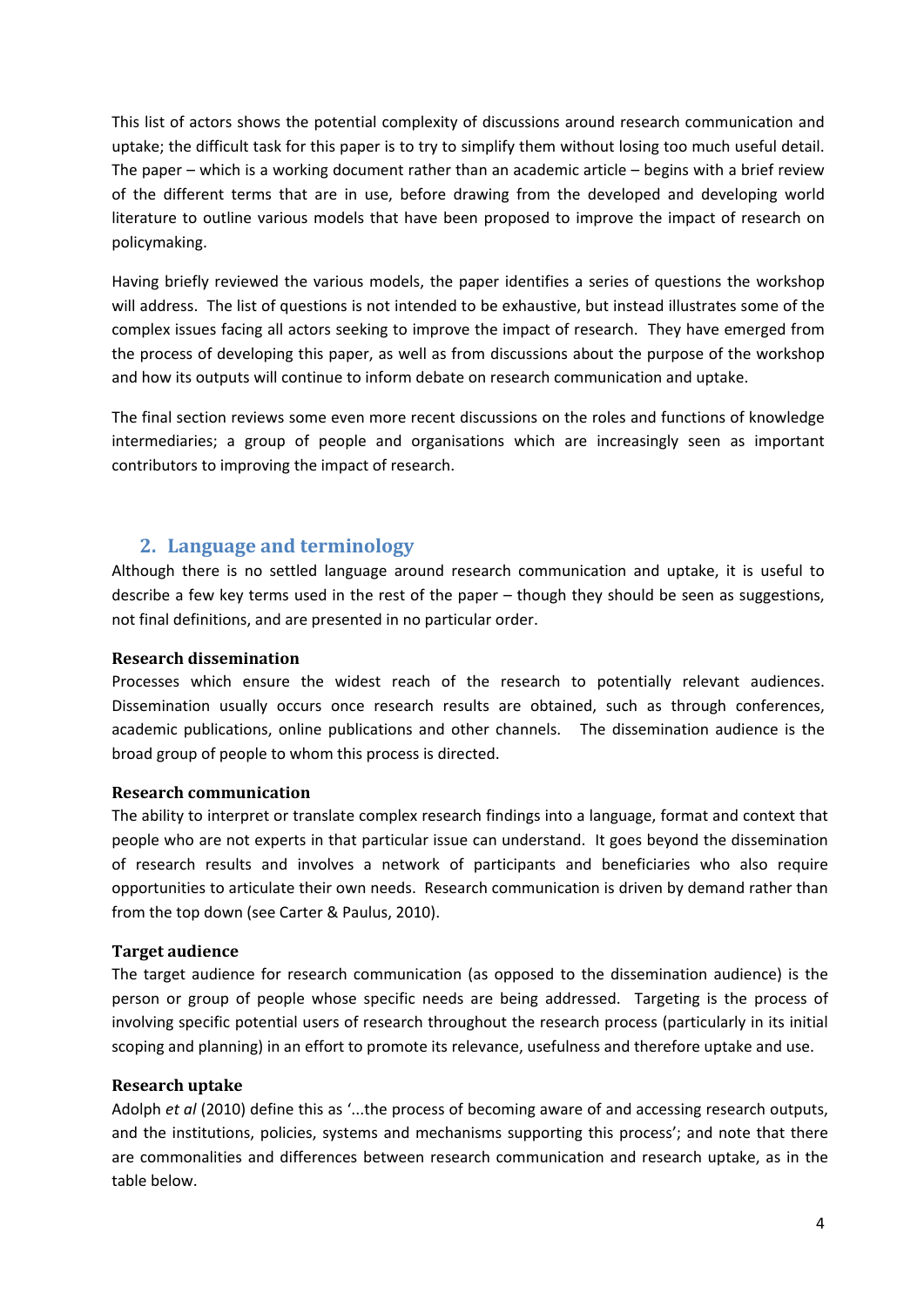This list of actors shows the potential complexity of discussions around research communication and uptake; the difficult task for this paper is to try to simplify them without losing too much useful detail. The paper – which is a working document rather than an academic article – begins with a brief review of the different terms that are in use, before drawing from the developed and developing world literature to outline various models that have been proposed to improve the impact of research on policymaking.

Having briefly reviewed the various models, the paper identifies a series of questions the workshop will address. The list of questions is not intended to be exhaustive, but instead illustrates some of the complex issues facing all actors seeking to improve the impact of research. They have emerged from the process of developing this paper, as well as from discussions about the purpose of the workshop and how its outputs will continue to inform debate on research communication and uptake.

The final section reviews some even more recent discussions on the roles and functions of knowledge intermediaries; a group of people and organisations which are increasingly seen as important contributors to improving the impact of research.

## 2. Language and terminology

Although there is no settled language around research communication and uptake, it is useful to describe a few key terms used in the rest of the paper – though they should be seen as suggestions, not final definitions, and are presented in no particular order.

**Research dissemination**

Processes which ensure the widest reach of the research to potentially relevant audiences. Dissemination usually occurs once research results are obtained, such as through conferences, academic publications, online publications and other channels. The dissemination audience is the broad group of people to whom this process is directed.

**Research communication**

The ability to interpret or translate complex research findings into a language, format and context that people who are not experts in that particular issue can understand. It goes beyond the dissemination of research results and involves a network of participants and beneficiaries who also require opportunities to articulate their own needs. Research communication is driven by demand rather than from the top down (see Carter & Paulus, 2010).

**Target audience**

The target audience for research communication (as opposed to the dissemination audience) is the person or group of people whose specific needs are being addressed. Targeting is the process of involving specific potential users of research throughout the research process (particularly in its initial scoping and planning) in an effort to promote its relevance, usefulness and therefore uptake and use.

**Research uptake**

Adolph *et al* (2010) define this as '...the process of becoming aware of and accessing research outputs, and the institutions, policies, systems and mechanisms supporting this process'; and note that there are commonalities and differences between research communication and research uptake, as in the table below.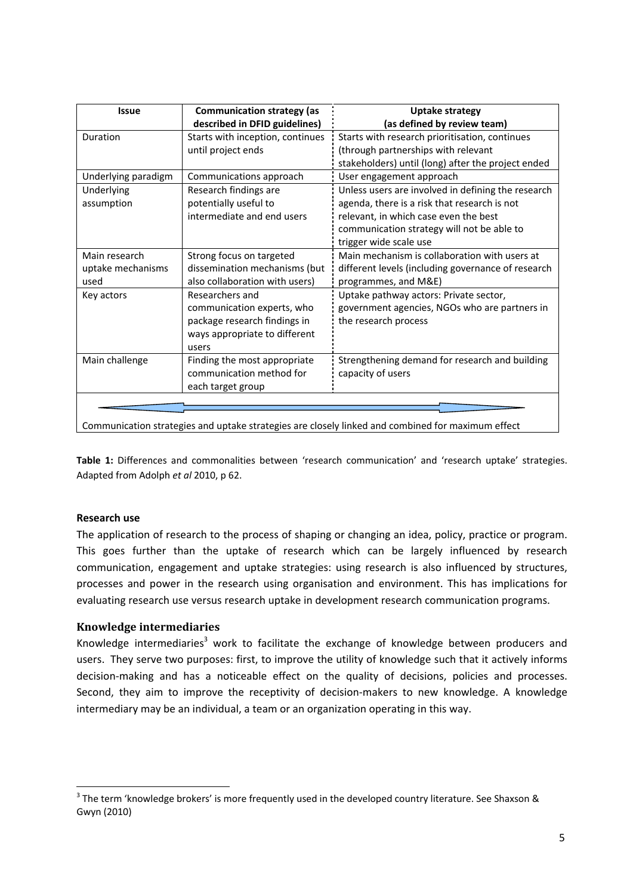| Issue | Communication strategy (as described in DFID guidelines) | Uptake strategy (as defined by review team) |
|---|---|---|
| Duration | Starts with inception, continues until project ends | Starts with research prioritisation, continues (through partnerships with relevant stakeholders) until (long) after the project ended |
| Underlying paradigm | Communications approach | User engagement approach |
| Underlying assumption | Research findings are potentially useful to intermediate and end users | Unless users are involved in defining the research agenda, there is a risk that research is not relevant, in which case even the best communication strategy will not be able to trigger wide scale use |
| Main research uptake mechanisms used | Strong focus on targeted dissemination mechanisms (but also collaboration with users) | Main mechanism is collaboration with users at different levels (including governance of research programmes, and M&E) |
| Key actors | Researchers and communication experts, who package research findings in ways appropriate to different users | Uptake pathway actors: Private sector, government agencies, NGOs who are partners in the research process |
| Main challenge | Finding the most appropriate communication method for each target group | Strengthening demand for research and building capacity of users |
| Communication strategies and uptake strategies are closely linked and combined for maximum effect | | |

**Table 1:** Differences and commonalities between 'research communication' and 'research uptake' strategies. Adapted from Adolph *et al* 2010, p 62.

**Research use**

The application of research to the process of shaping or changing an idea, policy, practice or program. This goes further than the uptake of research which can be largely influenced by research communication, engagement and uptake strategies: using research is also influenced by structures, processes and power in the research using organisation and environment. This has implications for evaluating research use versus research uptake in development research communication programs.

### Knowledge intermediaries

Knowledge intermediaries[3] work to facilitate the exchange of knowledge between producers and users. They serve two purposes: first, to improve the utility of knowledge such that it actively informs decision-making and has a noticeable effect on the quality of decisions, policies and processes. Second, they aim to improve the receptivity of decision-makers to new knowledge. A knowledge intermediary may be an individual, a team or an organization operating in this way.

[3] The term 'knowledge brokers' is more frequently used in the developed country literature. See Shaxson & Gwyn (2010)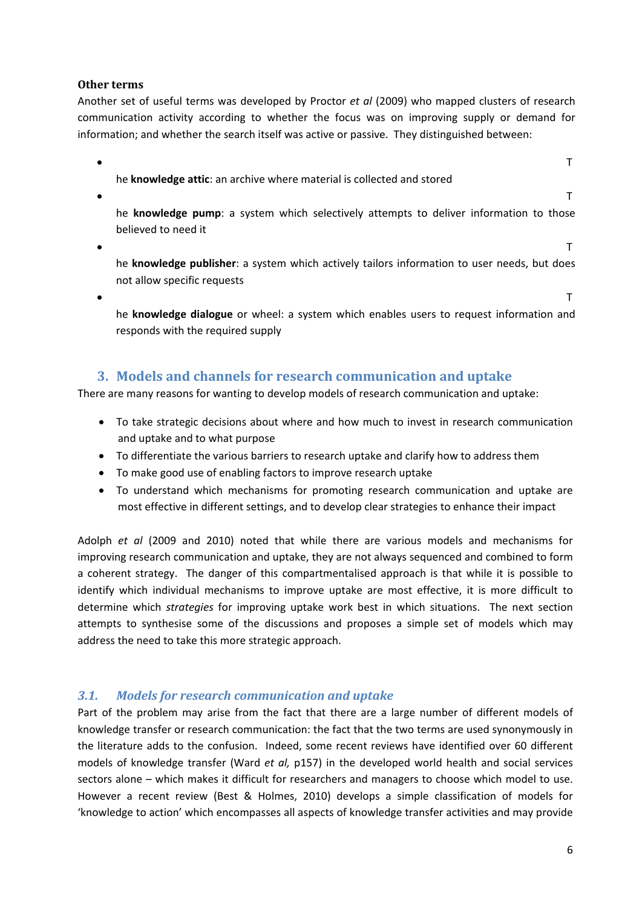**Other terms**

Another set of useful terms was developed by Proctor *et al* (2009) who mapped clusters of research communication activity according to whether the focus was on improving supply or demand for information; and whether the search itself was active or passive. They distinguished between:

- The **knowledge attic**: an archive where material is collected and stored
- The **knowledge pump**: a system which selectively attempts to deliver information to those believed to need it
- The **knowledge publisher**: a system which actively tailors information to user needs, but does not allow specific requests
- The **knowledge dialogue** or wheel: a system which enables users to request information and responds with the required supply

## 3. Models and channels for research communication and uptake

There are many reasons for wanting to develop models of research communication and uptake:

- To take strategic decisions about where and how much to invest in research communication and uptake and to what purpose
- To differentiate the various barriers to research uptake and clarify how to address them
- To make good use of enabling factors to improve research uptake
- To understand which mechanisms for promoting research communication and uptake are most effective in different settings, and to develop clear strategies to enhance their impact

Adolph *et al* (2009 and 2010) noted that while there are various models and mechanisms for improving research communication and uptake, they are not always sequenced and combined to form a coherent strategy. The danger of this compartmentalised approach is that while it is possible to identify which individual mechanisms to improve uptake are most effective, it is more difficult to determine which *strategies* for improving uptake work best in which situations. The next section attempts to synthesise some of the discussions and proposes a simple set of models which may address the need to take this more strategic approach.

### *3.1. Models for research communication and uptake*

Part of the problem may arise from the fact that there are a large number of different models of knowledge transfer or research communication: the fact that the two terms are used synonymously in the literature adds to the confusion. Indeed, some recent reviews have identified over 60 different models of knowledge transfer (Ward *et al,* p157) in the developed world health and social services sectors alone – which makes it difficult for researchers and managers to choose which model to use. However a recent review (Best & Holmes, 2010) develops a simple classification of models for 'knowledge to action' which encompasses all aspects of knowledge transfer activities and may provide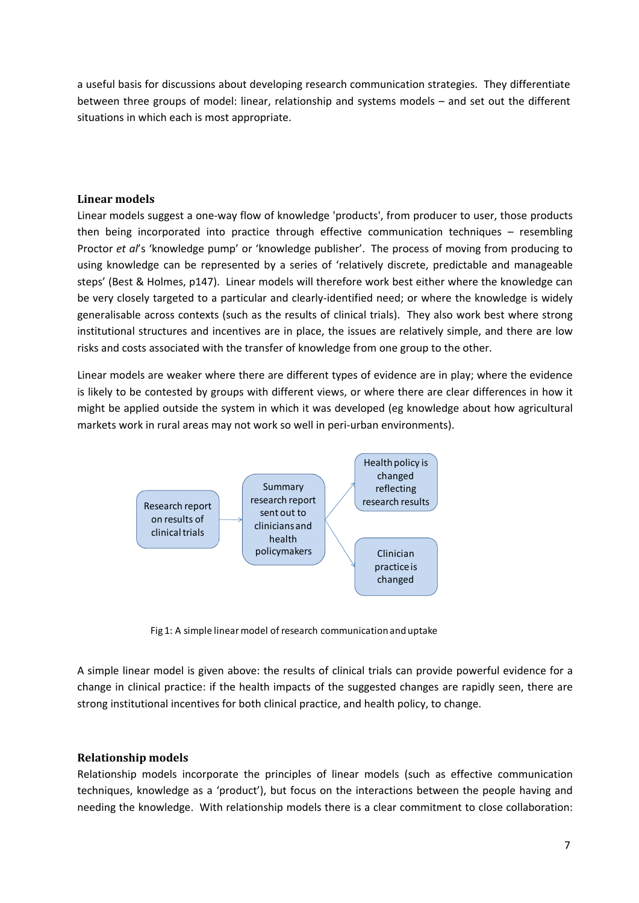a useful basis for discussions about developing research communication strategies. They differentiate between three groups of model: linear, relationship and systems models – and set out the different situations in which each is most appropriate.

### Linear models

Linear models suggest a one-way flow of knowledge 'products', from producer to user, those products then being incorporated into practice through effective communication techniques – resembling Proctor *et al*'s 'knowledge pump' or 'knowledge publisher'. The process of moving from producing to using knowledge can be represented by a series of 'relatively discrete, predictable and manageable steps' (Best & Holmes, p147). Linear models will therefore work best either where the knowledge can be very closely targeted to a particular and clearly-identified need; or where the knowledge is widely generalisable across contexts (such as the results of clinical trials). They also work best where strong institutional structures and incentives are in place, the issues are relatively simple, and there are low risks and costs associated with the transfer of knowledge from one group to the other.

Linear models are weaker where there are different types of evidence are in play; where the evidence is likely to be contested by groups with different views, or where there are clear differences in how it might be applied outside the system in which it was developed (eg knowledge about how agricultural markets work in rural areas may not work so well in peri-urban environments).

Research report on results of clinical trials → Summary research report sent out to clinicians and health policymakers → Health policy is changed reflecting research results; Clinician practice is changed

Fig 1: A simple linear model of research communication and uptake

A simple linear model is given above: the results of clinical trials can provide powerful evidence for a change in clinical practice: if the health impacts of the suggested changes are rapidly seen, there are strong institutional incentives for both clinical practice, and health policy, to change.

### Relationship models

Relationship models incorporate the principles of linear models (such as effective communication techniques, knowledge as a 'product'), but focus on the interactions between the people having and needing the knowledge. With relationship models there is a clear commitment to close collaboration: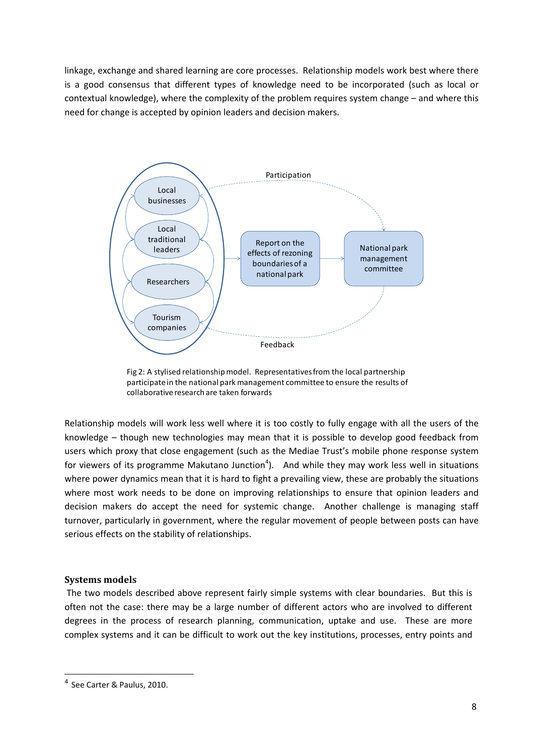linkage, exchange and shared learning are core processes. Relationship models work best where there is a good consensus that different types of knowledge need to be incorporated (such as local or contextual knowledge), where the complexity of the problem requires system change – and where this need for change is accepted by opinion leaders and decision makers.

Fig 2: A stylised relationship model. Representatives from the local partnership participate in the national park management committee to ensure the results of collaborative research are taken forwards

Relationship models will work less well where it is too costly to fully engage with all the users of the knowledge – though new technologies may mean that it is possible to develop good feedback from users which proxy that close engagement (such as the Mediae Trust's mobile phone response system for viewers of its programme Makutano Junction[4]). And while they may work less well in situations where power dynamics mean that it is hard to fight a prevailing view, these are probably the situations where most work needs to be done on improving relationships to ensure that opinion leaders and decision makers do accept the need for systemic change. Another challenge is managing staff turnover, particularly in government, where the regular movement of people between posts can have serious effects on the stability of relationships.

## Systems models

The two models described above represent fairly simple systems with clear boundaries. But this is often not the case: there may be a large number of different actors who are involved to different degrees in the process of research planning, communication, uptake and use. These are more complex systems and it can be difficult to work out the key institutions, processes, entry points and

[4] See Carter & Paulus, 2010.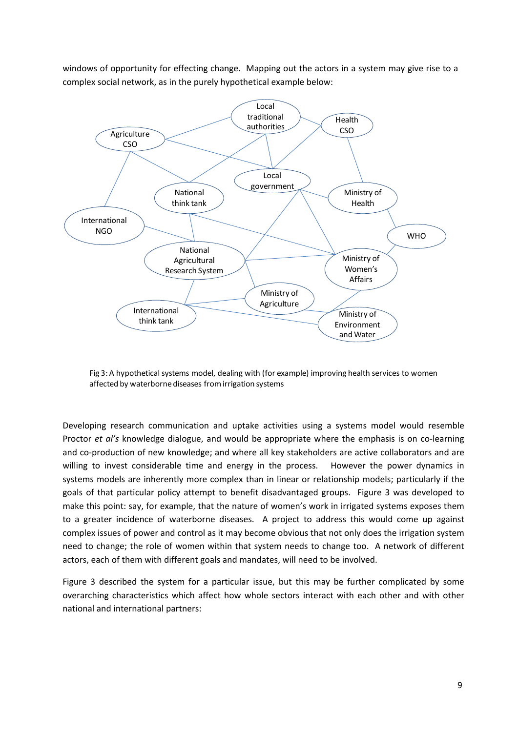windows of opportunity for effecting change. Mapping out the actors in a system may give rise to a complex social network, as in the purely hypothetical example below:

Fig 3: A hypothetical systems model, dealing with (for example) improving health services to women affected by waterborne diseases from irrigation systems

Developing research communication and uptake activities using a systems model would resemble Proctor *et al's* knowledge dialogue, and would be appropriate where the emphasis is on co-learning and co-production of new knowledge; and where all key stakeholders are active collaborators and are willing to invest considerable time and energy in the process. However the power dynamics in systems models are inherently more complex than in linear or relationship models; particularly if the goals of that particular policy attempt to benefit disadvantaged groups. Figure 3 was developed to make this point: say, for example, that the nature of women's work in irrigated systems exposes them to a greater incidence of waterborne diseases. A project to address this would come up against complex issues of power and control as it may become obvious that not only does the irrigation system need to change; the role of women within that system needs to change too. A network of different actors, each of them with different goals and mandates, will need to be involved.

Figure 3 described the system for a particular issue, but this may be further complicated by some overarching characteristics which affect how whole sectors interact with each other and with other national and international partners: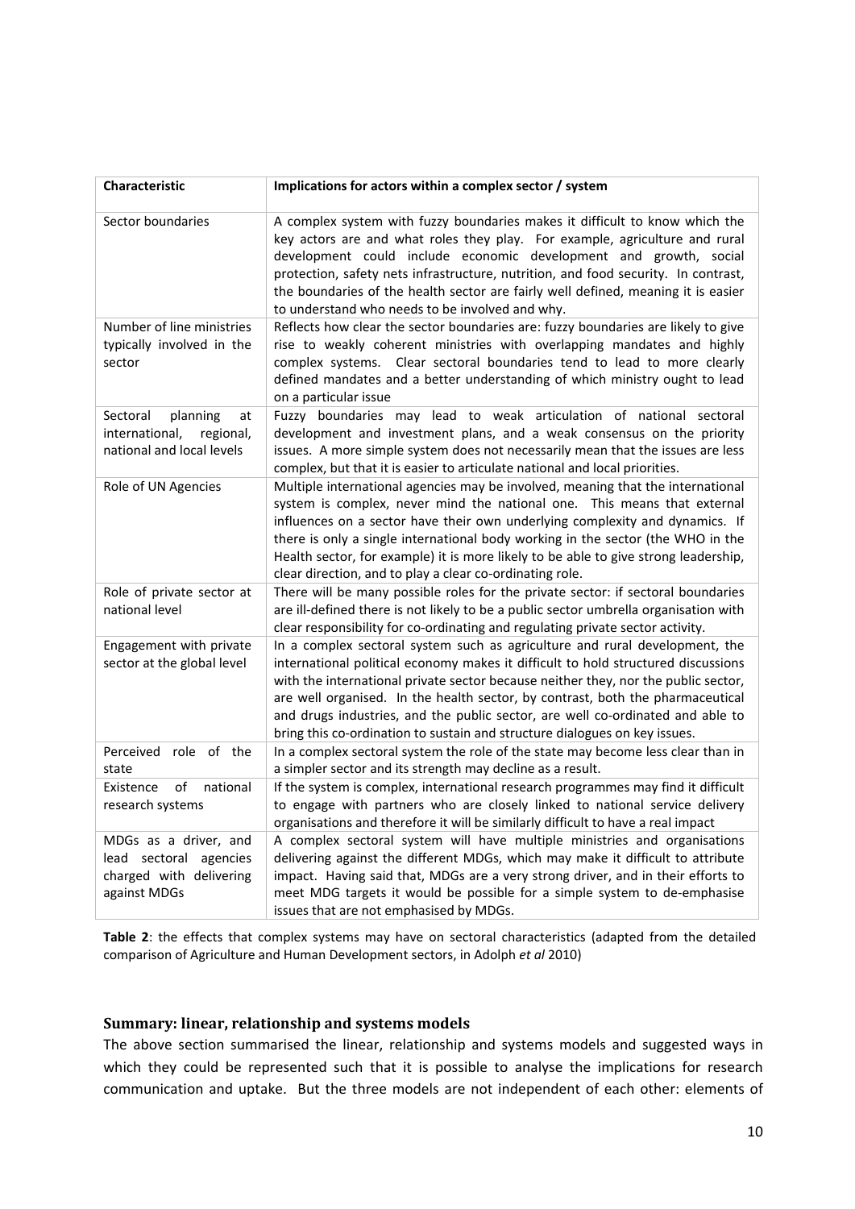| Characteristic | Implications for actors within a complex sector / system |
|---|---|
| Sector boundaries | A complex system with fuzzy boundaries makes it difficult to know which the key actors are and what roles they play. For example, agriculture and rural development could include economic development and growth, social protection, safety nets infrastructure, nutrition, and food security. In contrast, the boundaries of the health sector are fairly well defined, meaning it is easier to understand who needs to be involved and why. |
| Number of line ministries typically involved in the sector | Reflects how clear the sector boundaries are: fuzzy boundaries are likely to give rise to weakly coherent ministries with overlapping mandates and highly complex systems. Clear sectoral boundaries tend to lead to more clearly defined mandates and a better understanding of which ministry ought to lead on a particular issue |
| Sectoral planning at international, regional, national and local levels | Fuzzy boundaries may lead to weak articulation of national sectoral development and investment plans, and a weak consensus on the priority issues. A more simple system does not necessarily mean that the issues are less complex, but that it is easier to articulate national and local priorities. |
| Role of UN Agencies | Multiple international agencies may be involved, meaning that the international system is complex, never mind the national one. This means that external influences on a sector have their own underlying complexity and dynamics. If there is only a single international body working in the sector (the WHO in the Health sector, for example) it is more likely to be able to give strong leadership, clear direction, and to play a clear co-ordinating role. |
| Role of private sector at national level | There will be many possible roles for the private sector: if sectoral boundaries are ill-defined there is not likely to be a public sector umbrella organisation with clear responsibility for co-ordinating and regulating private sector activity. |
| Engagement with private sector at the global level | In a complex sectoral system such as agriculture and rural development, the international political economy makes it difficult to hold structured discussions with the international private sector because neither they, nor the public sector, are well organised. In the health sector, by contrast, both the pharmaceutical and drugs industries, and the public sector, are well co-ordinated and able to bring this co-ordination to sustain and structure dialogues on key issues. |
| Perceived role of the state | In a complex sectoral system the role of the state may become less clear than in a simpler sector and its strength may decline as a result. |
| Existence of national research systems | If the system is complex, international research programmes may find it difficult to engage with partners who are closely linked to national service delivery organisations and therefore it will be similarly difficult to have a real impact |
| MDGs as a driver, and lead sectoral agencies charged with delivering against MDGs | A complex sectoral system will have multiple ministries and organisations delivering against the different MDGs, which may make it difficult to attribute impact. Having said that, MDGs are a very strong driver, and in their efforts to meet MDG targets it would be possible for a simple system to de-emphasise issues that are not emphasised by MDGs. |

**Table 2**: the effects that complex systems may have on sectoral characteristics (adapted from the detailed comparison of Agriculture and Human Development sectors, in Adolph *et al* 2010)

### Summary: linear, relationship and systems models

The above section summarised the linear, relationship and systems models and suggested ways in which they could be represented such that it is possible to analyse the implications for research communication and uptake. But the three models are not independent of each other: elements of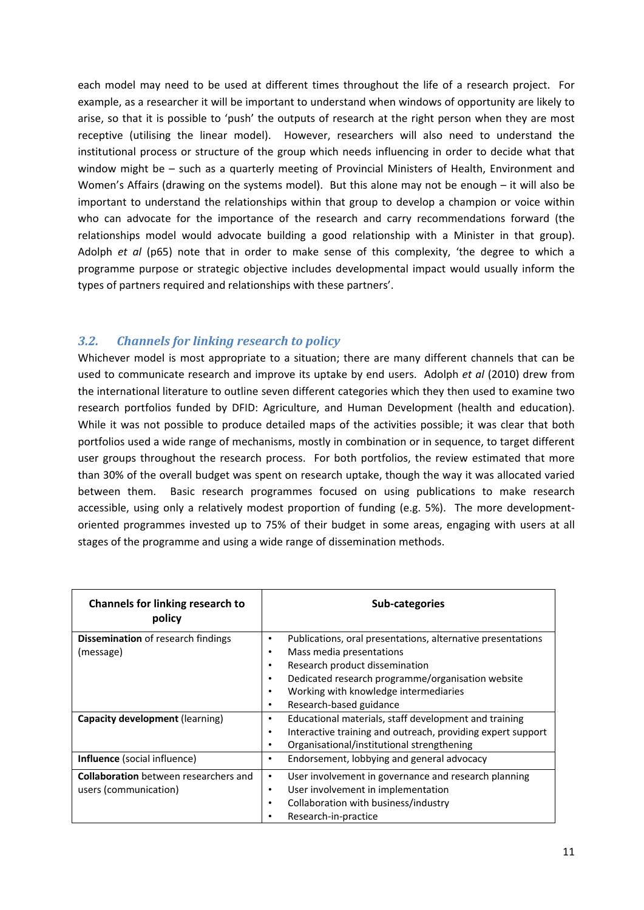each model may need to be used at different times throughout the life of a research project. For example, as a researcher it will be important to understand when windows of opportunity are likely to arise, so that it is possible to 'push' the outputs of research at the right person when they are most receptive (utilising the linear model). However, researchers will also need to understand the institutional process or structure of the group which needs influencing in order to decide what that window might be – such as a quarterly meeting of Provincial Ministers of Health, Environment and Women's Affairs (drawing on the systems model). But this alone may not be enough – it will also be important to understand the relationships within that group to develop a champion or voice within who can advocate for the importance of the research and carry recommendations forward (the relationships model would advocate building a good relationship with a Minister in that group). Adolph *et al* (p65) note that in order to make sense of this complexity, 'the degree to which a programme purpose or strategic objective includes developmental impact would usually inform the types of partners required and relationships with these partners'.

### 3.2. *Channels for linking research to policy*

Whichever model is most appropriate to a situation; there are many different channels that can be used to communicate research and improve its uptake by end users. Adolph *et al* (2010) drew from the international literature to outline seven different categories which they then used to examine two research portfolios funded by DFID: Agriculture, and Human Development (health and education). While it was not possible to produce detailed maps of the activities possible; it was clear that both portfolios used a wide range of mechanisms, mostly in combination or in sequence, to target different user groups throughout the research process. For both portfolios, the review estimated that more than 30% of the overall budget was spent on research uptake, though the way it was allocated varied between them. Basic research programmes focused on using publications to make research accessible, using only a relatively modest proportion of funding (e.g. 5%). The more development-oriented programmes invested up to 75% of their budget in some areas, engaging with users at all stages of the programme and using a wide range of dissemination methods.

| Channels for linking research to policy | Sub-categories |
|---|---|
| **Dissemination** of research findings (message) | • Publications, oral presentations, alternative presentations<br>• Mass media presentations<br>• Research product dissemination<br>• Dedicated research programme/organisation website<br>• Working with knowledge intermediaries<br>• Research-based guidance |
| **Capacity development** (learning) | • Educational materials, staff development and training<br>• Interactive training and outreach, providing expert support<br>• Organisational/institutional strengthening |
| **Influence** (social influence) | • Endorsement, lobbying and general advocacy |
| **Collaboration** between researchers and users (communication) | • User involvement in governance and research planning<br>• User involvement in implementation<br>• Collaboration with business/industry<br>• Research-in-practice |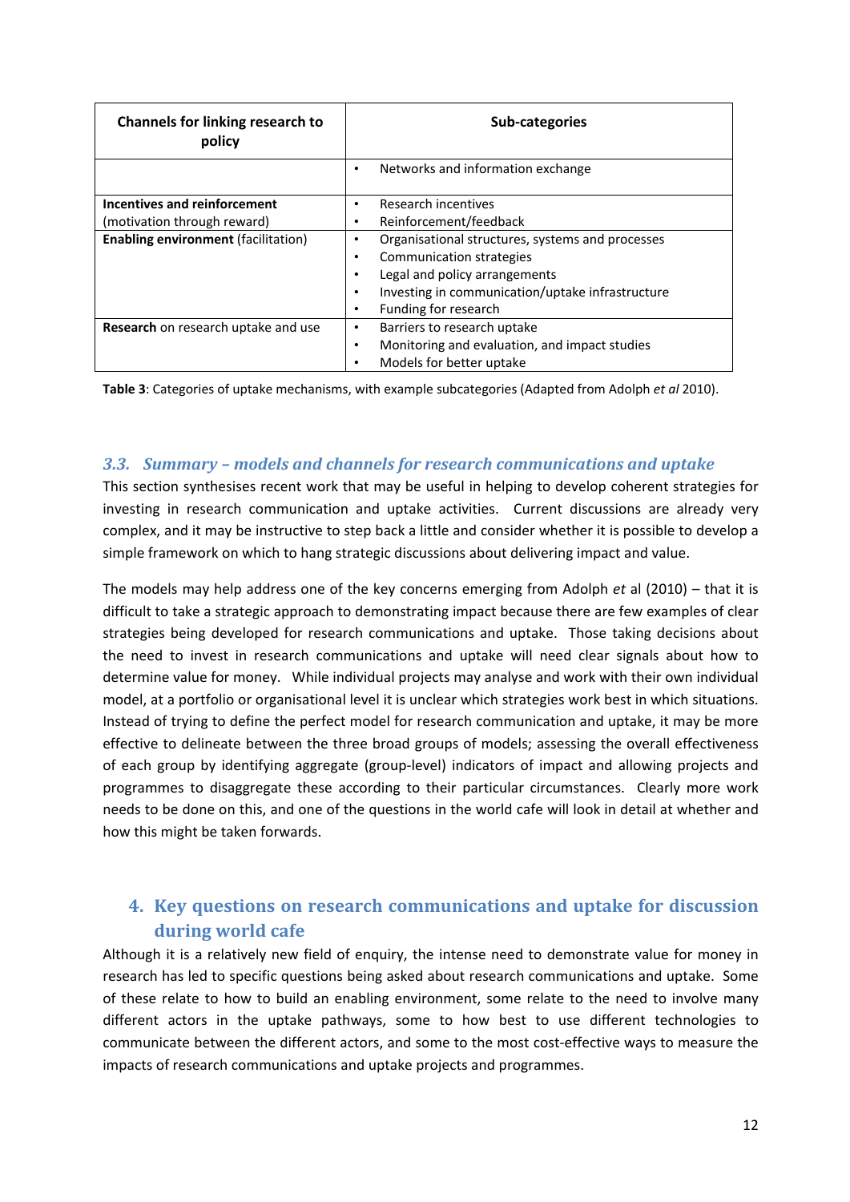| Channels for linking research to policy | Sub-categories |
|---|---|
| | • Networks and information exchange |
| **Incentives and reinforcement** (motivation through reward) | • Research incentives<br>• Reinforcement/feedback |
| **Enabling environment** (facilitation) | • Organisational structures, systems and processes<br>• Communication strategies<br>• Legal and policy arrangements<br>• Investing in communication/uptake infrastructure<br>• Funding for research |
| **Research** on research uptake and use | • Barriers to research uptake<br>• Monitoring and evaluation, and impact studies<br>• Models for better uptake |

**Table 3**: Categories of uptake mechanisms, with example subcategories (Adapted from Adolph *et al* 2010).

### *3.3. Summary – models and channels for research communications and uptake*

This section synthesises recent work that may be useful in helping to develop coherent strategies for investing in research communication and uptake activities. Current discussions are already very complex, and it may be instructive to step back a little and consider whether it is possible to develop a simple framework on which to hang strategic discussions about delivering impact and value.

The models may help address one of the key concerns emerging from Adolph *et* al (2010) – that it is difficult to take a strategic approach to demonstrating impact because there are few examples of clear strategies being developed for research communications and uptake. Those taking decisions about the need to invest in research communications and uptake will need clear signals about how to determine value for money. While individual projects may analyse and work with their own individual model, at a portfolio or organisational level it is unclear which strategies work best in which situations. Instead of trying to define the perfect model for research communication and uptake, it may be more effective to delineate between the three broad groups of models; assessing the overall effectiveness of each group by identifying aggregate (group-level) indicators of impact and allowing projects and programmes to disaggregate these according to their particular circumstances. Clearly more work needs to be done on this, and one of the questions in the world cafe will look in detail at whether and how this might be taken forwards.

## 4. Key questions on research communications and uptake for discussion during world cafe

Although it is a relatively new field of enquiry, the intense need to demonstrate value for money in research has led to specific questions being asked about research communications and uptake. Some of these relate to how to build an enabling environment, some relate to the need to involve many different actors in the uptake pathways, some to how best to use different technologies to communicate between the different actors, and some to the most cost-effective ways to measure the impacts of research communications and uptake projects and programmes.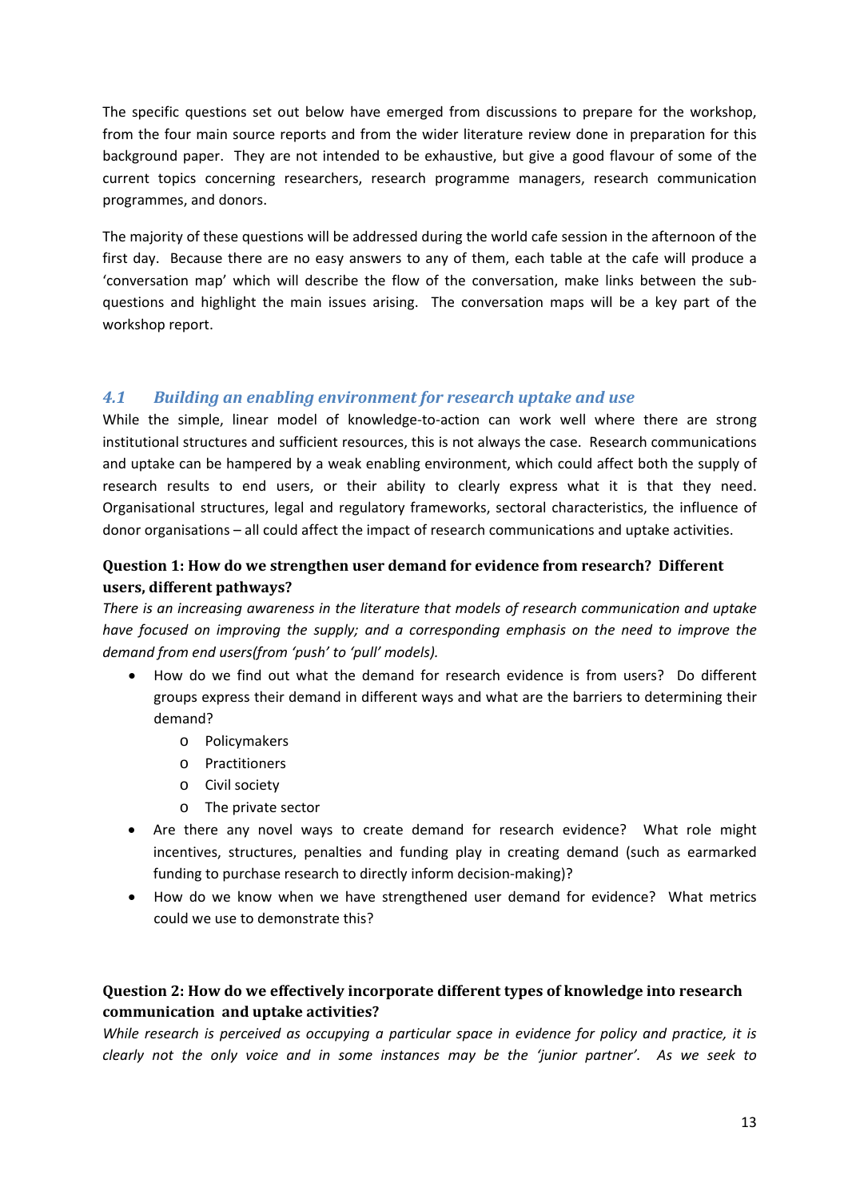The specific questions set out below have emerged from discussions to prepare for the workshop, from the four main source reports and from the wider literature review done in preparation for this background paper. They are not intended to be exhaustive, but give a good flavour of some of the current topics concerning researchers, research programme managers, research communication programmes, and donors.

The majority of these questions will be addressed during the world cafe session in the afternoon of the first day. Because there are no easy answers to any of them, each table at the cafe will produce a 'conversation map' which will describe the flow of the conversation, make links between the sub-questions and highlight the main issues arising. The conversation maps will be a key part of the workshop report.

### *4.1 Building an enabling environment for research uptake and use*

While the simple, linear model of knowledge-to-action can work well where there are strong institutional structures and sufficient resources, this is not always the case. Research communications and uptake can be hampered by a weak enabling environment, which could affect both the supply of research results to end users, or their ability to clearly express what it is that they need. Organisational structures, legal and regulatory frameworks, sectoral characteristics, the influence of donor organisations – all could affect the impact of research communications and uptake activities.

#### Question 1: How do we strengthen user demand for evidence from research? Different users, different pathways?

*There is an increasing awareness in the literature that models of research communication and uptake have focused on improving the supply; and a corresponding emphasis on the need to improve the demand from end users(from 'push' to 'pull' models).*

- How do we find out what the demand for research evidence is from users? Do different groups express their demand in different ways and what are the barriers to determining their demand?
  - Policymakers
  - Practitioners
  - Civil society
  - The private sector
- Are there any novel ways to create demand for research evidence? What role might incentives, structures, penalties and funding play in creating demand (such as earmarked funding to purchase research to directly inform decision-making)?
- How do we know when we have strengthened user demand for evidence? What metrics could we use to demonstrate this?

#### Question 2: How do we effectively incorporate different types of knowledge into research communication and uptake activities?

*While research is perceived as occupying a particular space in evidence for policy and practice, it is clearly not the only voice and in some instances may be the 'junior partner'. As we seek to*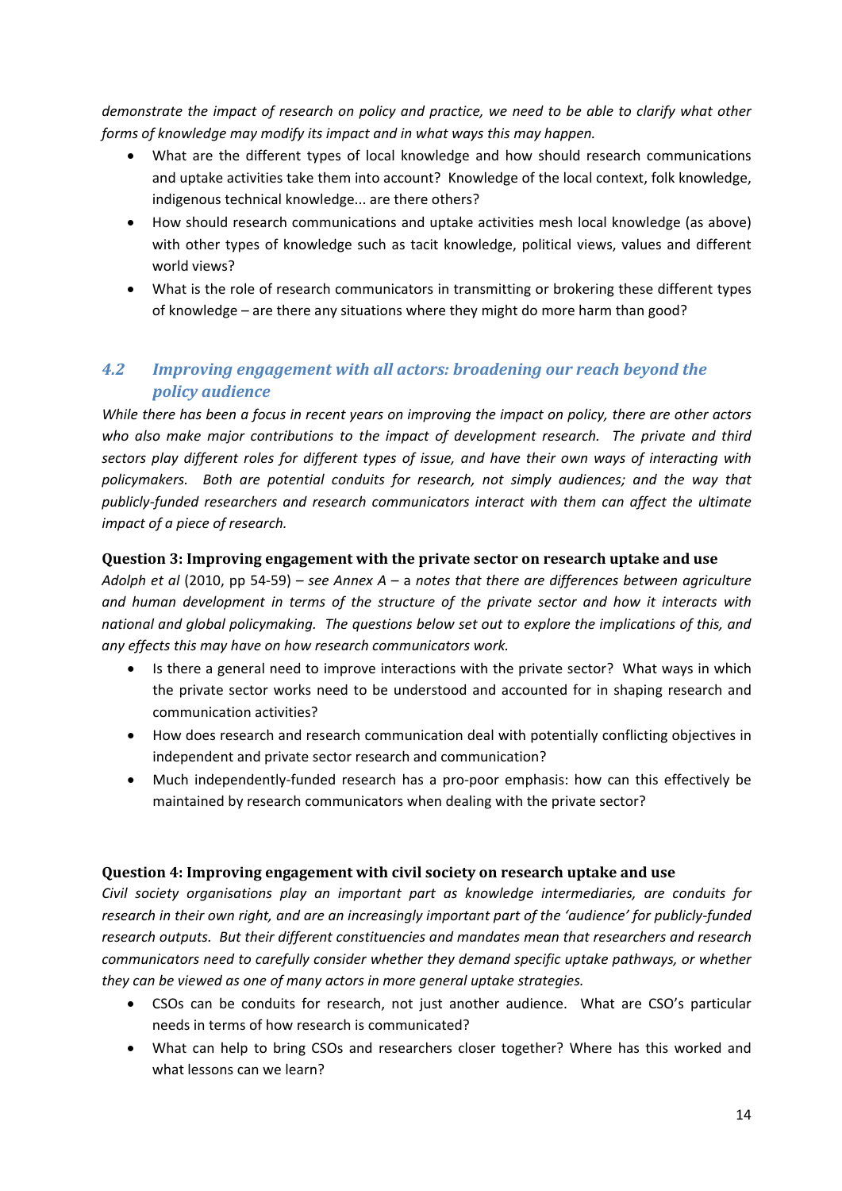*demonstrate the impact of research on policy and practice, we need to be able to clarify what other forms of knowledge may modify its impact and in what ways this may happen.*

- What are the different types of local knowledge and how should research communications and uptake activities take them into account? Knowledge of the local context, folk knowledge, indigenous technical knowledge... are there others?
- How should research communications and uptake activities mesh local knowledge (as above) with other types of knowledge such as tacit knowledge, political views, values and different world views?
- What is the role of research communicators in transmitting or brokering these different types of knowledge – are there any situations where they might do more harm than good?

## *4.2 Improving engagement with all actors: broadening our reach beyond the policy audience*

*While there has been a focus in recent years on improving the impact on policy, there are other actors who also make major contributions to the impact of development research. The private and third sectors play different roles for different types of issue, and have their own ways of interacting with policymakers. Both are potential conduits for research, not simply audiences; and the way that publicly-funded researchers and research communicators interact with them can affect the ultimate impact of a piece of research.*

**Question 3: Improving engagement with the private sector on research uptake and use**

*Adolph et al* (2010, pp 54-59) – *see Annex A* – a *notes that there are differences between agriculture and human development in terms of the structure of the private sector and how it interacts with national and global policymaking. The questions below set out to explore the implications of this, and any effects this may have on how research communicators work.*

- Is there a general need to improve interactions with the private sector? What ways in which the private sector works need to be understood and accounted for in shaping research and communication activities?
- How does research and research communication deal with potentially conflicting objectives in independent and private sector research and communication?
- Much independently-funded research has a pro-poor emphasis: how can this effectively be maintained by research communicators when dealing with the private sector?

**Question 4: Improving engagement with civil society on research uptake and use**

*Civil society organisations play an important part as knowledge intermediaries, are conduits for research in their own right, and are an increasingly important part of the 'audience' for publicly-funded research outputs. But their different constituencies and mandates mean that researchers and research communicators need to carefully consider whether they demand specific uptake pathways, or whether they can be viewed as one of many actors in more general uptake strategies.*

- CSOs can be conduits for research, not just another audience. What are CSO's particular needs in terms of how research is communicated?
- What can help to bring CSOs and researchers closer together? Where has this worked and what lessons can we learn?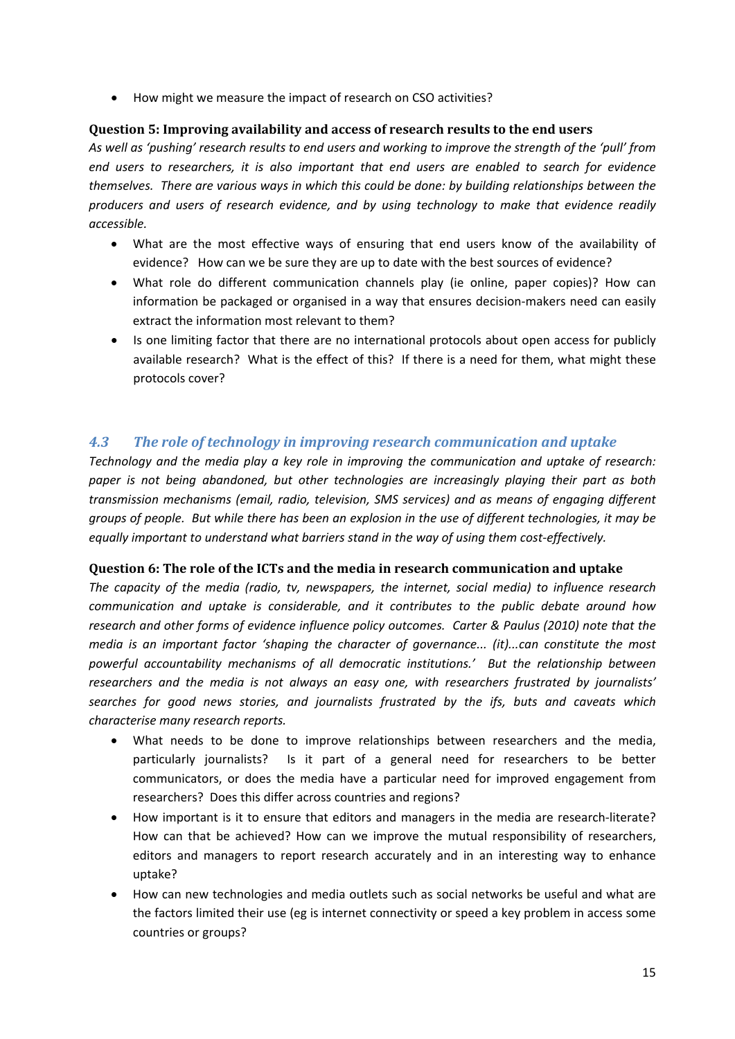- How might we measure the impact of research on CSO activities?

**Question 5: Improving availability and access of research results to the end users**

*As well as 'pushing' research results to end users and working to improve the strength of the 'pull' from end users to researchers, it is also important that end users are enabled to search for evidence themselves. There are various ways in which this could be done: by building relationships between the producers and users of research evidence, and by using technology to make that evidence readily accessible.*

- What are the most effective ways of ensuring that end users know of the availability of evidence? How can we be sure they are up to date with the best sources of evidence?
- What role do different communication channels play (ie online, paper copies)? How can information be packaged or organised in a way that ensures decision-makers need can easily extract the information most relevant to them?
- Is one limiting factor that there are no international protocols about open access for publicly available research? What is the effect of this? If there is a need for them, what might these protocols cover?

### *4.3 The role of technology in improving research communication and uptake*

*Technology and the media play a key role in improving the communication and uptake of research: paper is not being abandoned, but other technologies are increasingly playing their part as both transmission mechanisms (email, radio, television, SMS services) and as means of engaging different groups of people. But while there has been an explosion in the use of different technologies, it may be equally important to understand what barriers stand in the way of using them cost-effectively.*

**Question 6: The role of the ICTs and the media in research communication and uptake**

*The capacity of the media (radio, tv, newspapers, the internet, social media) to influence research communication and uptake is considerable, and it contributes to the public debate around how research and other forms of evidence influence policy outcomes. Carter & Paulus (2010) note that the media is an important factor 'shaping the character of governance... (it)...can constitute the most powerful accountability mechanisms of all democratic institutions.' But the relationship between researchers and the media is not always an easy one, with researchers frustrated by journalists' searches for good news stories, and journalists frustrated by the ifs, buts and caveats which characterise many research reports.*

- What needs to be done to improve relationships between researchers and the media, particularly journalists? Is it part of a general need for researchers to be better communicators, or does the media have a particular need for improved engagement from researchers? Does this differ across countries and regions?
- How important is it to ensure that editors and managers in the media are research-literate? How can that be achieved? How can we improve the mutual responsibility of researchers, editors and managers to report research accurately and in an interesting way to enhance uptake?
- How can new technologies and media outlets such as social networks be useful and what are the factors limited their use (eg is internet connectivity or speed a key problem in access some countries or groups?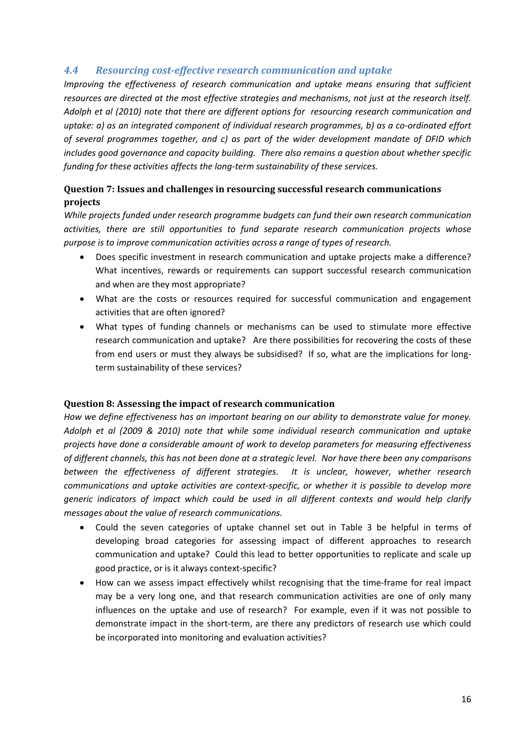### *4.4 Resourcing cost-effective research communication and uptake*

*Improving the effectiveness of research communication and uptake means ensuring that sufficient resources are directed at the most effective strategies and mechanisms, not just at the research itself. Adolph et al (2010) note that there are different options for resourcing research communication and uptake: a) as an integrated component of individual research programmes, b) as a co-ordinated effort of several programmes together, and c) as part of the wider development mandate of DFID which includes good governance and capacity building. There also remains a question about whether specific funding for these activities affects the long-term sustainability of these services.*

**Question 7: Issues and challenges in resourcing successful research communications projects**

*While projects funded under research programme budgets can fund their own research communication activities, there are still opportunities to fund separate research communication projects whose purpose is to improve communication activities across a range of types of research.*

- Does specific investment in research communication and uptake projects make a difference? What incentives, rewards or requirements can support successful research communication and when are they most appropriate?
- What are the costs or resources required for successful communication and engagement activities that are often ignored?
- What types of funding channels or mechanisms can be used to stimulate more effective research communication and uptake? Are there possibilities for recovering the costs of these from end users or must they always be subsidised? If so, what are the implications for long-term sustainability of these services?

**Question 8: Assessing the impact of research communication**

*How we define effectiveness has an important bearing on our ability to demonstrate value for money. Adolph et al (2009 & 2010) note that while some individual research communication and uptake projects have done a considerable amount of work to develop parameters for measuring effectiveness of different channels, this has not been done at a strategic level. Nor have there been any comparisons between the effectiveness of different strategies. It is unclear, however, whether research communications and uptake activities are context-specific, or whether it is possible to develop more generic indicators of impact which could be used in all different contexts and would help clarify messages about the value of research communications.*

- Could the seven categories of uptake channel set out in Table 3 be helpful in terms of developing broad categories for assessing impact of different approaches to research communication and uptake? Could this lead to better opportunities to replicate and scale up good practice, or is it always context-specific?
- How can we assess impact effectively whilst recognising that the time-frame for real impact may be a very long one, and that research communication activities are one of only many influences on the uptake and use of research? For example, even if it was not possible to demonstrate impact in the short-term, are there any predictors of research use which could be incorporated into monitoring and evaluation activities?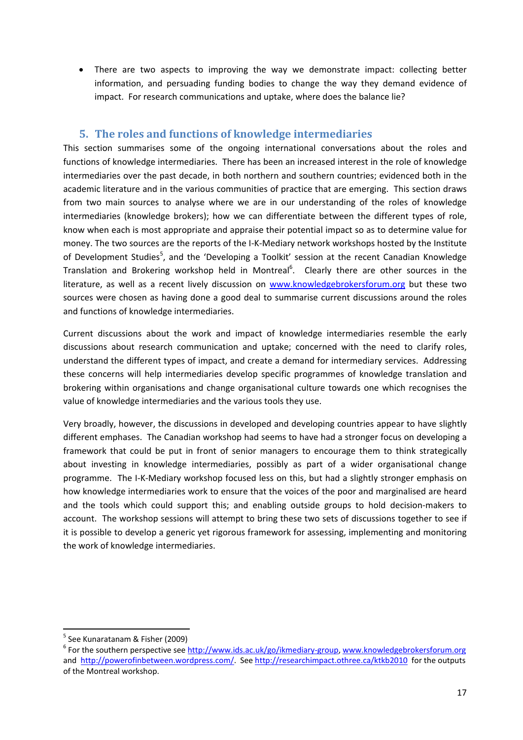- There are two aspects to improving the way we demonstrate impact: collecting better information, and persuading funding bodies to change the way they demand evidence of impact. For research communications and uptake, where does the balance lie?

## 5. The roles and functions of knowledge intermediaries

This section summarises some of the ongoing international conversations about the roles and functions of knowledge intermediaries. There has been an increased interest in the role of knowledge intermediaries over the past decade, in both northern and southern countries; evidenced both in the academic literature and in the various communities of practice that are emerging. This section draws from two main sources to analyse where we are in our understanding of the roles of knowledge intermediaries (knowledge brokers); how we can differentiate between the different types of role, know when each is most appropriate and appraise their potential impact so as to determine value for money. The two sources are the reports of the I-K-Mediary network workshops hosted by the Institute of Development Studies[5], and the 'Developing a Toolkit' session at the recent Canadian Knowledge Translation and Brokering workshop held in Montreal[6]. Clearly there are other sources in the literature, as well as a recent lively discussion on www.knowledgebrokersforum.org but these two sources were chosen as having done a good deal to summarise current discussions around the roles and functions of knowledge intermediaries.

Current discussions about the work and impact of knowledge intermediaries resemble the early discussions about research communication and uptake; concerned with the need to clarify roles, understand the different types of impact, and create a demand for intermediary services. Addressing these concerns will help intermediaries develop specific programmes of knowledge translation and brokering within organisations and change organisational culture towards one which recognises the value of knowledge intermediaries and the various tools they use.

Very broadly, however, the discussions in developed and developing countries appear to have slightly different emphases. The Canadian workshop had seems to have had a stronger focus on developing a framework that could be put in front of senior managers to encourage them to think strategically about investing in knowledge intermediaries, possibly as part of a wider organisational change programme. The I-K-Mediary workshop focused less on this, but had a slightly stronger emphasis on how knowledge intermediaries work to ensure that the voices of the poor and marginalised are heard and the tools which could support this; and enabling outside groups to hold decision-makers to account. The workshop sessions will attempt to bring these two sets of discussions together to see if it is possible to develop a generic yet rigorous framework for assessing, implementing and monitoring the work of knowledge intermediaries.

---

[5] See Kunaratanam & Fisher (2009)

[6] For the southern perspective see http://www.ids.ac.uk/go/ikmediary-group, www.knowledgebrokersforum.org and http://powerofinbetween.wordpress.com/. See http://researchimpact.othree.ca/ktkb2010 for the outputs of the Montreal workshop.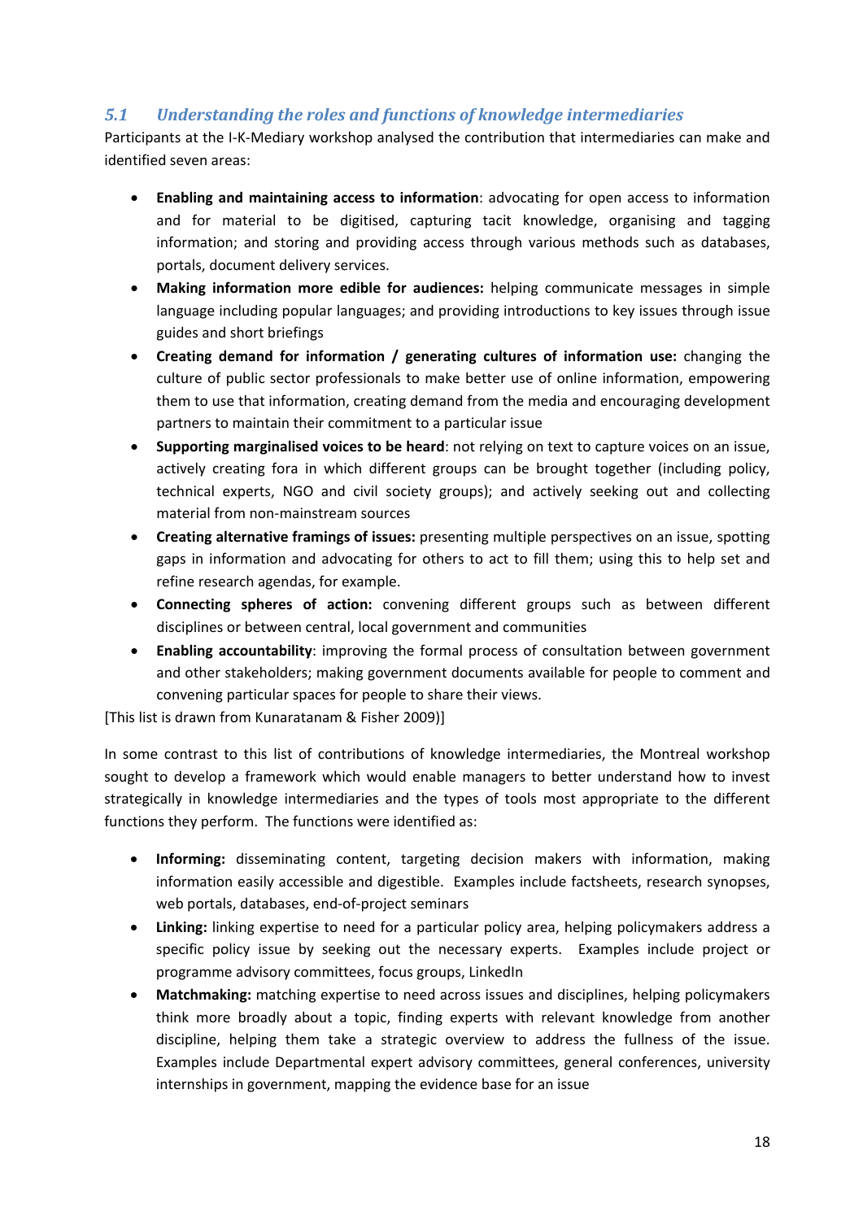### *5.1 Understanding the roles and functions of knowledge intermediaries*

Participants at the I-K-Mediary workshop analysed the contribution that intermediaries can make and identified seven areas:

- **Enabling and maintaining access to information**: advocating for open access to information and for material to be digitised, capturing tacit knowledge, organising and tagging information; and storing and providing access through various methods such as databases, portals, document delivery services.
- **Making information more edible for audiences:** helping communicate messages in simple language including popular languages; and providing introductions to key issues through issue guides and short briefings
- **Creating demand for information / generating cultures of information use:** changing the culture of public sector professionals to make better use of online information, empowering them to use that information, creating demand from the media and encouraging development partners to maintain their commitment to a particular issue
- **Supporting marginalised voices to be heard**: not relying on text to capture voices on an issue, actively creating fora in which different groups can be brought together (including policy, technical experts, NGO and civil society groups); and actively seeking out and collecting material from non-mainstream sources
- **Creating alternative framings of issues:** presenting multiple perspectives on an issue, spotting gaps in information and advocating for others to act to fill them; using this to help set and refine research agendas, for example.
- **Connecting spheres of action:** convening different groups such as between different disciplines or between central, local government and communities
- **Enabling accountability**: improving the formal process of consultation between government and other stakeholders; making government documents available for people to comment and convening particular spaces for people to share their views.

[This list is drawn from Kunaratanam & Fisher 2009)]

In some contrast to this list of contributions of knowledge intermediaries, the Montreal workshop sought to develop a framework which would enable managers to better understand how to invest strategically in knowledge intermediaries and the types of tools most appropriate to the different functions they perform. The functions were identified as:

- **Informing:** disseminating content, targeting decision makers with information, making information easily accessible and digestible. Examples include factsheets, research synopses, web portals, databases, end-of-project seminars
- **Linking:** linking expertise to need for a particular policy area, helping policymakers address a specific policy issue by seeking out the necessary experts. Examples include project or programme advisory committees, focus groups, LinkedIn
- **Matchmaking:** matching expertise to need across issues and disciplines, helping policymakers think more broadly about a topic, finding experts with relevant knowledge from another discipline, helping them take a strategic overview to address the fullness of the issue. Examples include Departmental expert advisory committees, general conferences, university internships in government, mapping the evidence base for an issue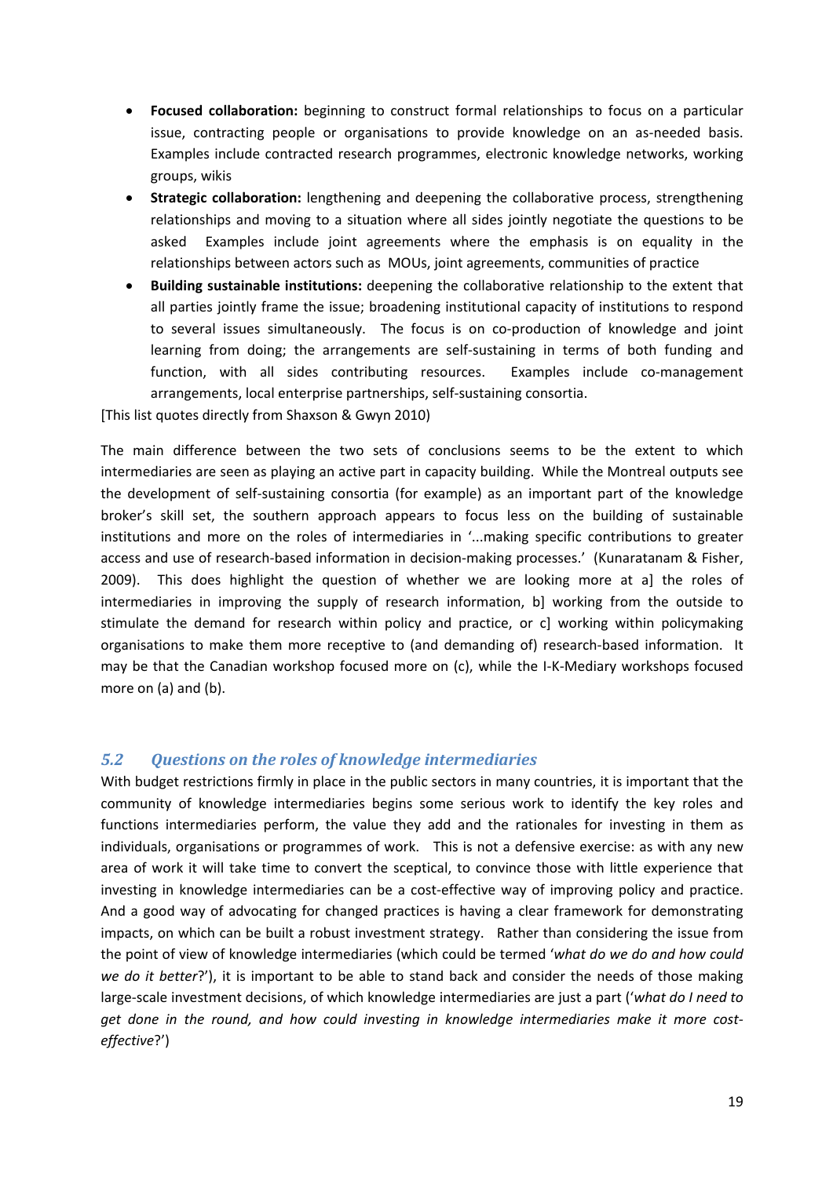- **Focused collaboration:** beginning to construct formal relationships to focus on a particular issue, contracting people or organisations to provide knowledge on an as-needed basis. Examples include contracted research programmes, electronic knowledge networks, working groups, wikis
- **Strategic collaboration:** lengthening and deepening the collaborative process, strengthening relationships and moving to a situation where all sides jointly negotiate the questions to be asked Examples include joint agreements where the emphasis is on equality in the relationships between actors such as MOUs, joint agreements, communities of practice
- **Building sustainable institutions:** deepening the collaborative relationship to the extent that all parties jointly frame the issue; broadening institutional capacity of institutions to respond to several issues simultaneously. The focus is on co-production of knowledge and joint learning from doing; the arrangements are self-sustaining in terms of both funding and function, with all sides contributing resources. Examples include co-management arrangements, local enterprise partnerships, self-sustaining consortia.

[This list quotes directly from Shaxson & Gwyn 2010)

The main difference between the two sets of conclusions seems to be the extent to which intermediaries are seen as playing an active part in capacity building. While the Montreal outputs see the development of self-sustaining consortia (for example) as an important part of the knowledge broker's skill set, the southern approach appears to focus less on the building of sustainable institutions and more on the roles of intermediaries in '...making specific contributions to greater access and use of research-based information in decision-making processes.' (Kunaratanam & Fisher, 2009). This does highlight the question of whether we are looking more at a] the roles of intermediaries in improving the supply of research information, b] working from the outside to stimulate the demand for research within policy and practice, or c] working within policymaking organisations to make them more receptive to (and demanding of) research-based information. It may be that the Canadian workshop focused more on (c), while the I-K-Mediary workshops focused more on (a) and (b).

## 5.2 Questions on the roles of knowledge intermediaries

With budget restrictions firmly in place in the public sectors in many countries, it is important that the community of knowledge intermediaries begins some serious work to identify the key roles and functions intermediaries perform, the value they add and the rationales for investing in them as individuals, organisations or programmes of work. This is not a defensive exercise: as with any new area of work it will take time to convert the sceptical, to convince those with little experience that investing in knowledge intermediaries can be a cost-effective way of improving policy and practice. And a good way of advocating for changed practices is having a clear framework for demonstrating impacts, on which can be built a robust investment strategy. Rather than considering the issue from the point of view of knowledge intermediaries (which could be termed '*what do we do and how could we do it better*?'), it is important to be able to stand back and consider the needs of those making large-scale investment decisions, of which knowledge intermediaries are just a part ('*what do I need to get done in the round, and how could investing in knowledge intermediaries make it more cost-effective*?')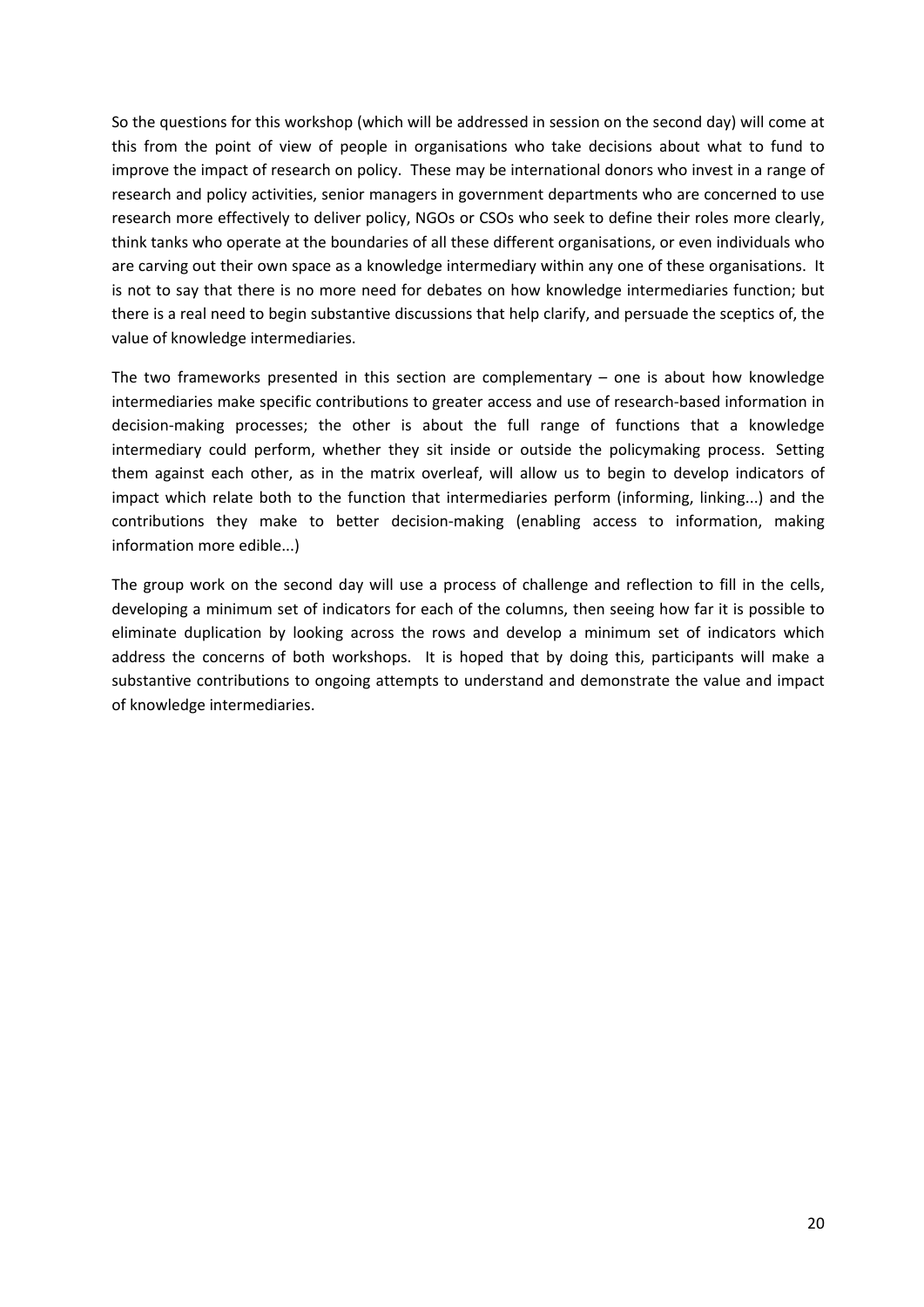So the questions for this workshop (which will be addressed in session on the second day) will come at this from the point of view of people in organisations who take decisions about what to fund to improve the impact of research on policy. These may be international donors who invest in a range of research and policy activities, senior managers in government departments who are concerned to use research more effectively to deliver policy, NGOs or CSOs who seek to define their roles more clearly, think tanks who operate at the boundaries of all these different organisations, or even individuals who are carving out their own space as a knowledge intermediary within any one of these organisations. It is not to say that there is no more need for debates on how knowledge intermediaries function; but there is a real need to begin substantive discussions that help clarify, and persuade the sceptics of, the value of knowledge intermediaries.

The two frameworks presented in this section are complementary – one is about how knowledge intermediaries make specific contributions to greater access and use of research-based information in decision-making processes; the other is about the full range of functions that a knowledge intermediary could perform, whether they sit inside or outside the policymaking process. Setting them against each other, as in the matrix overleaf, will allow us to begin to develop indicators of impact which relate both to the function that intermediaries perform (informing, linking...) and the contributions they make to better decision-making (enabling access to information, making information more edible...)

The group work on the second day will use a process of challenge and reflection to fill in the cells, developing a minimum set of indicators for each of the columns, then seeing how far it is possible to eliminate duplication by looking across the rows and develop a minimum set of indicators which address the concerns of both workshops. It is hoped that by doing this, participants will make a substantive contributions to ongoing attempts to understand and demonstrate the value and impact of knowledge intermediaries.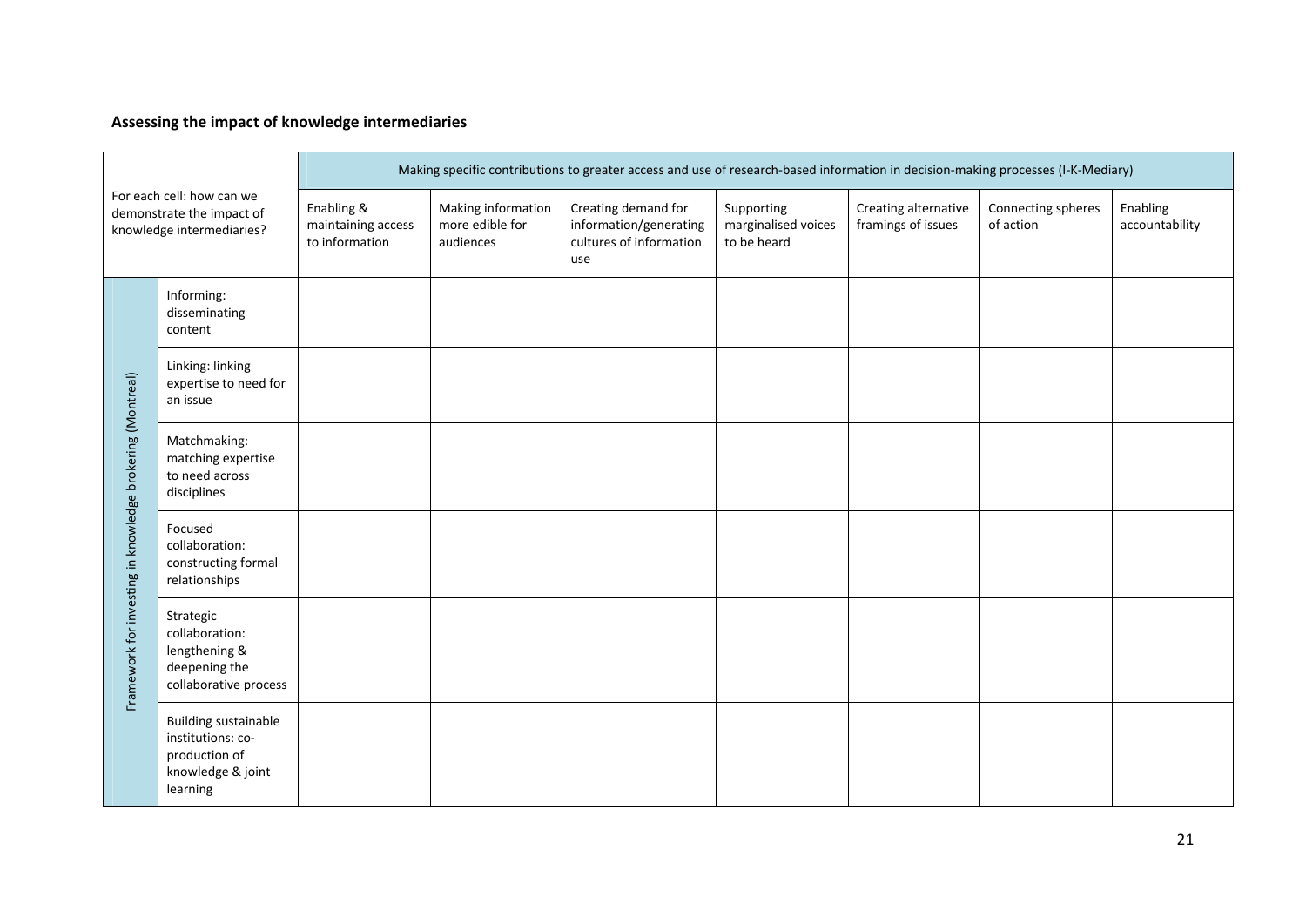**Assessing the impact of knowledge intermediaries**

| For each cell: how can we demonstrate the impact of knowledge intermediaries? | | Making specific contributions to greater access and use of research-based information in decision-making processes (I-K-Mediary) | | | | | | |
|---|---|---|---|---|---|---|---|---|
| | | Enabling & maintaining access to information | Making information more edible for audiences | Creating demand for information/generating cultures of information use | Supporting marginalised voices to be heard | Creating alternative framings of issues | Connecting spheres of action | Enabling accountability |
| Framework for investing in knowledge brokering (Montreal) | Informing: disseminating content | | | | | | | |
| | Linking: linking expertise to need for an issue | | | | | | | |
| | Matchmaking: matching expertise to need across disciplines | | | | | | | |
| | Focused collaboration: constructing formal relationships | | | | | | | |
| | Strategic collaboration: lengthening & deepening the collaborative process | | | | | | | |
| | Building sustainable institutions: co-production of knowledge & joint learning | | | | | | | |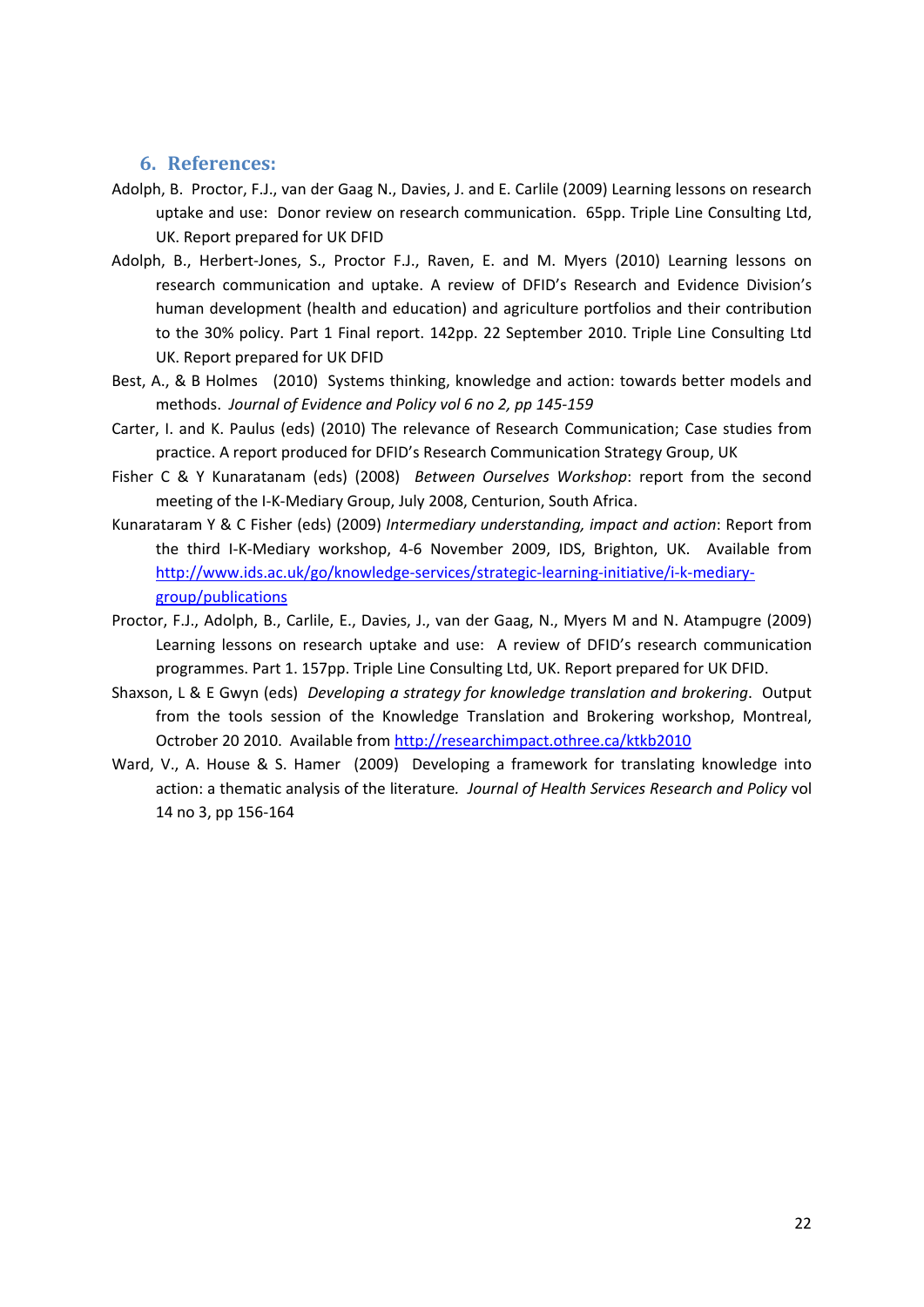## 6. References:

Adolph, B. Proctor, F.J., van der Gaag N., Davies, J. and E. Carlile (2009) Learning lessons on research uptake and use: Donor review on research communication. 65pp. Triple Line Consulting Ltd, UK. Report prepared for UK DFID

Adolph, B., Herbert-Jones, S., Proctor F.J., Raven, E. and M. Myers (2010) Learning lessons on research communication and uptake. A review of DFID's Research and Evidence Division's human development (health and education) and agriculture portfolios and their contribution to the 30% policy. Part 1 Final report. 142pp. 22 September 2010. Triple Line Consulting Ltd UK. Report prepared for UK DFID

Best, A., & B Holmes (2010) Systems thinking, knowledge and action: towards better models and methods. *Journal of Evidence and Policy vol 6 no 2, pp 145-159*

Carter, I. and K. Paulus (eds) (2010) The relevance of Research Communication; Case studies from practice. A report produced for DFID's Research Communication Strategy Group, UK

Fisher C & Y Kunaratanam (eds) (2008) *Between Ourselves Workshop*: report from the second meeting of the I-K-Mediary Group, July 2008, Centurion, South Africa.

Kunarataram Y & C Fisher (eds) (2009) *Intermediary understanding, impact and action*: Report from the third I-K-Mediary workshop, 4-6 November 2009, IDS, Brighton, UK. Available from http://www.ids.ac.uk/go/knowledge-services/strategic-learning-initiative/i-k-mediary-group/publications

Proctor, F.J., Adolph, B., Carlile, E., Davies, J., van der Gaag, N., Myers M and N. Atampugre (2009) Learning lessons on research uptake and use: A review of DFID's research communication programmes. Part 1. 157pp. Triple Line Consulting Ltd, UK. Report prepared for UK DFID.

Shaxson, L & E Gwyn (eds) *Developing a strategy for knowledge translation and brokering*. Output from the tools session of the Knowledge Translation and Brokering workshop, Montreal, Octrober 20 2010. Available from http://researchimpact.othree.ca/ktkb2010

Ward, V., A. House & S. Hamer (2009) Developing a framework for translating knowledge into action: a thematic analysis of the literature*.* *Journal of Health Services Research and Policy* vol 14 no 3, pp 156-164